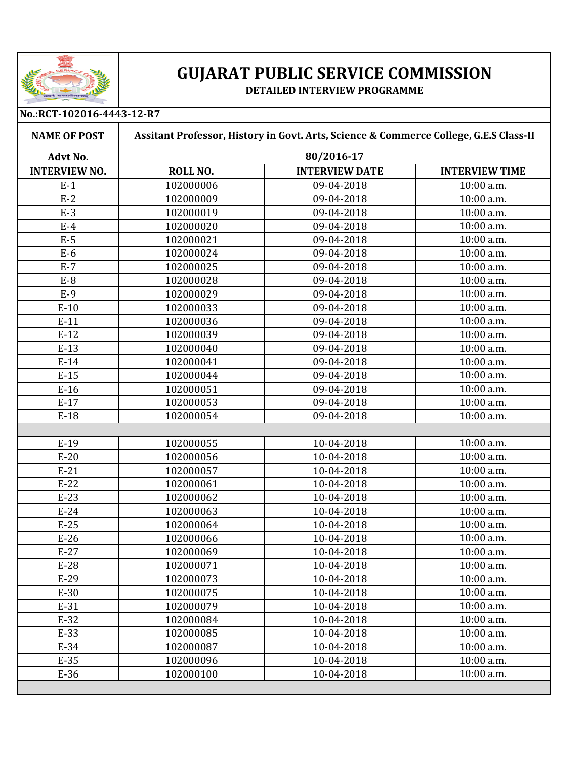# GUJARAT PUBLIC SERVICE COMMISSION

**DETAILED INTERVIEW PROGRAMME**

**No.:RCT-102016-4443-12-R7**

| NAME OF POST | Assitant Professor, History in Govt. Arts, Science & Commerce College, G.E.S Class-II | | |
|---|---|---|---|
| **Advt No.** | **80/2016-17** | | |
| **INTERVIEW NO.** | **ROLL NO.** | **INTERVIEW DATE** | **INTERVIEW TIME** |
| E-1 | 102000006 | 09-04-2018 | 10:00 a.m. |
| E-2 | 102000009 | 09-04-2018 | 10:00 a.m. |
| E-3 | 102000019 | 09-04-2018 | 10:00 a.m. |
| E-4 | 102000020 | 09-04-2018 | 10:00 a.m. |
| E-5 | 102000021 | 09-04-2018 | 10:00 a.m. |
| E-6 | 102000024 | 09-04-2018 | 10:00 a.m. |
| E-7 | 102000025 | 09-04-2018 | 10:00 a.m. |
| E-8 | 102000028 | 09-04-2018 | 10:00 a.m. |
| E-9 | 102000029 | 09-04-2018 | 10:00 a.m. |
| E-10 | 102000033 | 09-04-2018 | 10:00 a.m. |
| E-11 | 102000036 | 09-04-2018 | 10:00 a.m. |
| E-12 | 102000039 | 09-04-2018 | 10:00 a.m. |
| E-13 | 102000040 | 09-04-2018 | 10:00 a.m. |
| E-14 | 102000041 | 09-04-2018 | 10:00 a.m. |
| E-15 | 102000044 | 09-04-2018 | 10:00 a.m. |
| E-16 | 102000051 | 09-04-2018 | 10:00 a.m. |
| E-17 | 102000053 | 09-04-2018 | 10:00 a.m. |
| E-18 | 102000054 | 09-04-2018 | 10:00 a.m. |
| | | | |
| E-19 | 102000055 | 10-04-2018 | 10:00 a.m. |
| E-20 | 102000056 | 10-04-2018 | 10:00 a.m. |
| E-21 | 102000057 | 10-04-2018 | 10:00 a.m. |
| E-22 | 102000061 | 10-04-2018 | 10:00 a.m. |
| E-23 | 102000062 | 10-04-2018 | 10:00 a.m. |
| E-24 | 102000063 | 10-04-2018 | 10:00 a.m. |
| E-25 | 102000064 | 10-04-2018 | 10:00 a.m. |
| E-26 | 102000066 | 10-04-2018 | 10:00 a.m. |
| E-27 | 102000069 | 10-04-2018 | 10:00 a.m. |
| E-28 | 102000071 | 10-04-2018 | 10:00 a.m. |
| E-29 | 102000073 | 10-04-2018 | 10:00 a.m. |
| E-30 | 102000075 | 10-04-2018 | 10:00 a.m. |
| E-31 | 102000079 | 10-04-2018 | 10:00 a.m. |
| E-32 | 102000084 | 10-04-2018 | 10:00 a.m. |
| E-33 | 102000085 | 10-04-2018 | 10:00 a.m. |
| E-34 | 102000087 | 10-04-2018 | 10:00 a.m. |
| E-35 | 102000096 | 10-04-2018 | 10:00 a.m. |
| E-36 | 102000100 | 10-04-2018 | 10:00 a.m. |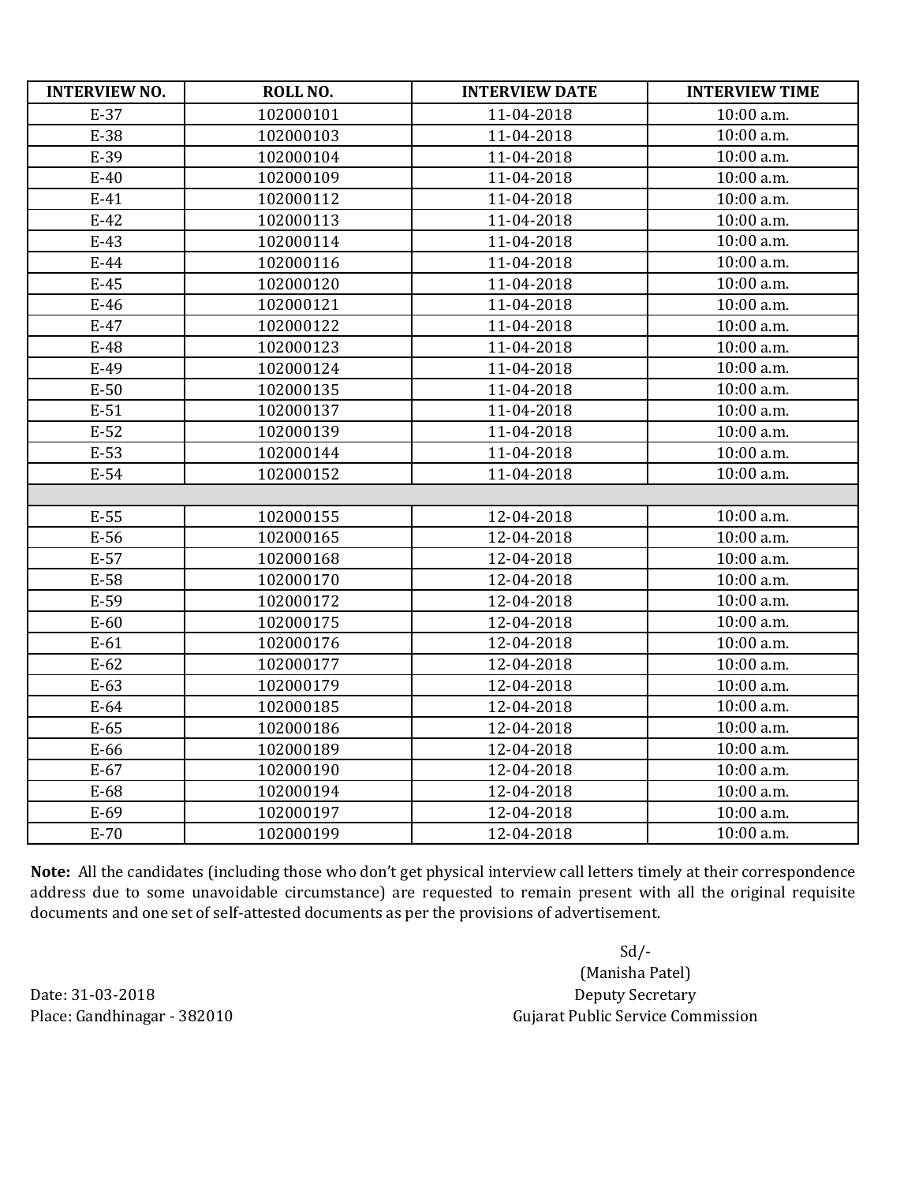| INTERVIEW NO. | ROLL NO. | INTERVIEW DATE | INTERVIEW TIME |
|---|---|---|---|
| E-37 | 102000101 | 11-04-2018 | 10:00 a.m. |
| E-38 | 102000103 | 11-04-2018 | 10:00 a.m. |
| E-39 | 102000104 | 11-04-2018 | 10:00 a.m. |
| E-40 | 102000109 | 11-04-2018 | 10:00 a.m. |
| E-41 | 102000112 | 11-04-2018 | 10:00 a.m. |
| E-42 | 102000113 | 11-04-2018 | 10:00 a.m. |
| E-43 | 102000114 | 11-04-2018 | 10:00 a.m. |
| E-44 | 102000116 | 11-04-2018 | 10:00 a.m. |
| E-45 | 102000120 | 11-04-2018 | 10:00 a.m. |
| E-46 | 102000121 | 11-04-2018 | 10:00 a.m. |
| E-47 | 102000122 | 11-04-2018 | 10:00 a.m. |
| E-48 | 102000123 | 11-04-2018 | 10:00 a.m. |
| E-49 | 102000124 | 11-04-2018 | 10:00 a.m. |
| E-50 | 102000135 | 11-04-2018 | 10:00 a.m. |
| E-51 | 102000137 | 11-04-2018 | 10:00 a.m. |
| E-52 | 102000139 | 11-04-2018 | 10:00 a.m. |
| E-53 | 102000144 | 11-04-2018 | 10:00 a.m. |
| E-54 | 102000152 | 11-04-2018 | 10:00 a.m. |
| | | | |
| E-55 | 102000155 | 12-04-2018 | 10:00 a.m. |
| E-56 | 102000165 | 12-04-2018 | 10:00 a.m. |
| E-57 | 102000168 | 12-04-2018 | 10:00 a.m. |
| E-58 | 102000170 | 12-04-2018 | 10:00 a.m. |
| E-59 | 102000172 | 12-04-2018 | 10:00 a.m. |
| E-60 | 102000175 | 12-04-2018 | 10:00 a.m. |
| E-61 | 102000176 | 12-04-2018 | 10:00 a.m. |
| E-62 | 102000177 | 12-04-2018 | 10:00 a.m. |
| E-63 | 102000179 | 12-04-2018 | 10:00 a.m. |
| E-64 | 102000185 | 12-04-2018 | 10:00 a.m. |
| E-65 | 102000186 | 12-04-2018 | 10:00 a.m. |
| E-66 | 102000189 | 12-04-2018 | 10:00 a.m. |
| E-67 | 102000190 | 12-04-2018 | 10:00 a.m. |
| E-68 | 102000194 | 12-04-2018 | 10:00 a.m. |
| E-69 | 102000197 | 12-04-2018 | 10:00 a.m. |
| E-70 | 102000199 | 12-04-2018 | 10:00 a.m. |

**Note:** All the candidates (including those who don't get physical interview call letters timely at their correspondence address due to some unavoidable circumstance) are requested to remain present with all the original requisite documents and one set of self-attested documents as per the provisions of advertisement.

Sd/-
(Manisha Patel)
Deputy Secretary
Gujarat Public Service Commission

Date: 31-03-2018
Place: Gandhinagar - 382010